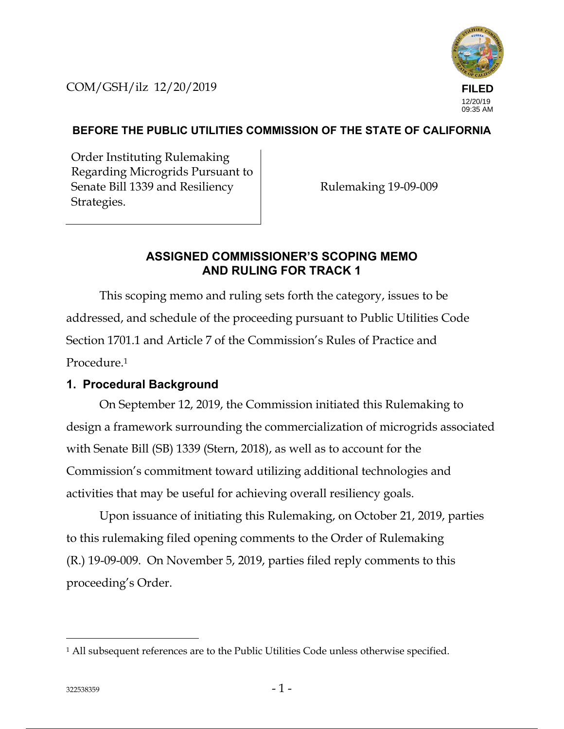COM/GSH/ilz 12/20/2019

**FILED**
12/20/19
09:35 AM

**BEFORE THE PUBLIC UTILITIES COMMISSION OF THE STATE OF CALIFORNIA**

| Order Instituting Rulemaking Regarding Microgrids Pursuant to Senate Bill 1339 and Resiliency Strategies. | Rulemaking 19-09-009 |
| --- | --- |

## ASSIGNED COMMISSIONER'S SCOPING MEMO AND RULING FOR TRACK 1

This scoping memo and ruling sets forth the category, issues to be addressed, and schedule of the proceeding pursuant to Public Utilities Code Section 1701.1 and Article 7 of the Commission's Rules of Practice and Procedure.[1]

### 1. Procedural Background

On September 12, 2019, the Commission initiated this Rulemaking to design a framework surrounding the commercialization of microgrids associated with Senate Bill (SB) 1339 (Stern, 2018), as well as to account for the Commission's commitment toward utilizing additional technologies and activities that may be useful for achieving overall resiliency goals.

Upon issuance of initiating this Rulemaking, on October 21, 2019, parties to this rulemaking filed opening comments to the Order of Rulemaking (R.) 19-09-009. On November 5, 2019, parties filed reply comments to this proceeding's Order.

---

[1] All subsequent references are to the Public Utilities Code unless otherwise specified.

322538359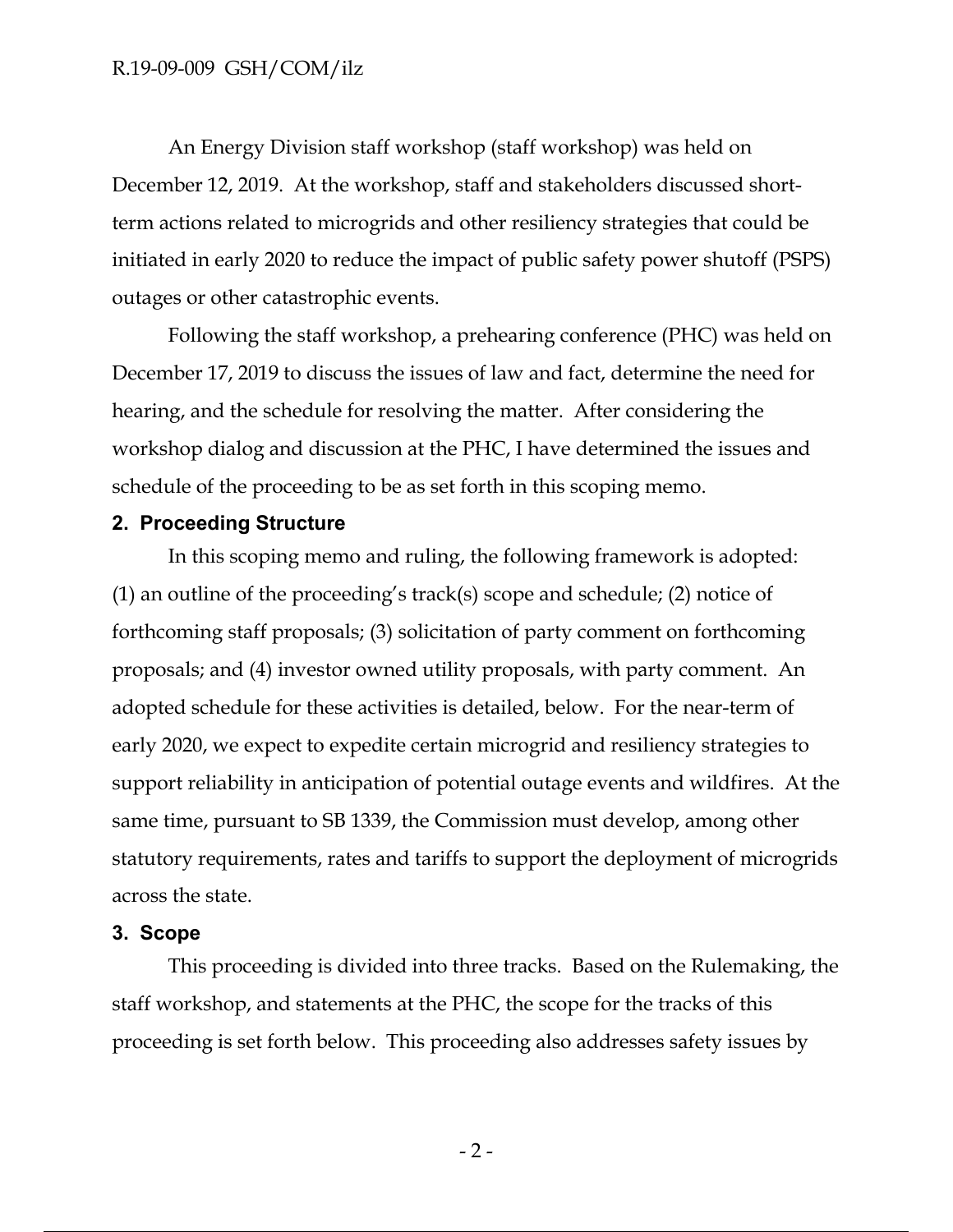An Energy Division staff workshop (staff workshop) was held on December 12, 2019. At the workshop, staff and stakeholders discussed short-term actions related to microgrids and other resiliency strategies that could be initiated in early 2020 to reduce the impact of public safety power shutoff (PSPS) outages or other catastrophic events.

Following the staff workshop, a prehearing conference (PHC) was held on December 17, 2019 to discuss the issues of law and fact, determine the need for hearing, and the schedule for resolving the matter. After considering the workshop dialog and discussion at the PHC, I have determined the issues and schedule of the proceeding to be as set forth in this scoping memo.

## 2. Proceeding Structure

In this scoping memo and ruling, the following framework is adopted: (1) an outline of the proceeding's track(s) scope and schedule; (2) notice of forthcoming staff proposals; (3) solicitation of party comment on forthcoming proposals; and (4) investor owned utility proposals, with party comment. An adopted schedule for these activities is detailed, below. For the near-term of early 2020, we expect to expedite certain microgrid and resiliency strategies to support reliability in anticipation of potential outage events and wildfires. At the same time, pursuant to SB 1339, the Commission must develop, among other statutory requirements, rates and tariffs to support the deployment of microgrids across the state.

## 3. Scope

This proceeding is divided into three tracks. Based on the Rulemaking, the staff workshop, and statements at the PHC, the scope for the tracks of this proceeding is set forth below. This proceeding also addresses safety issues by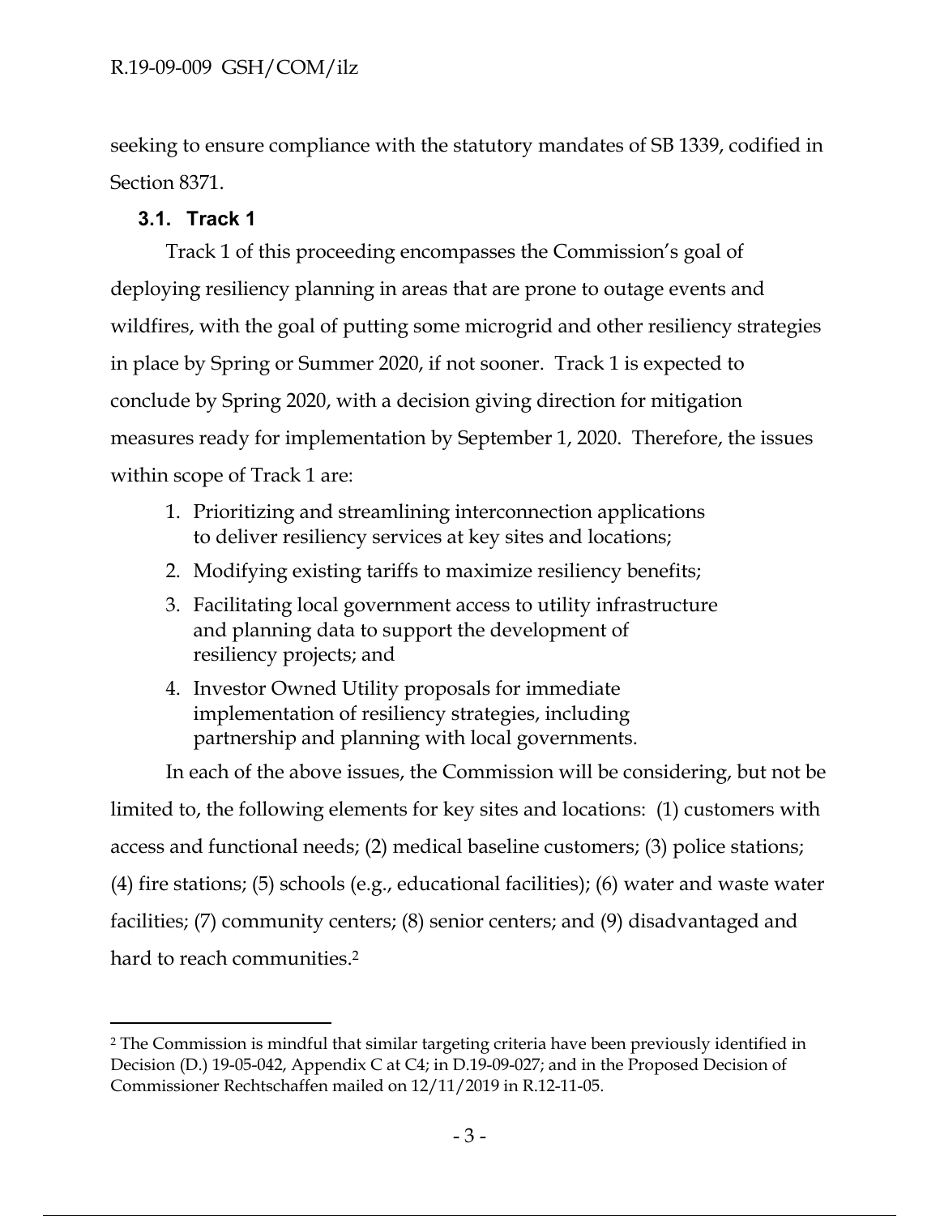seeking to ensure compliance with the statutory mandates of SB 1339, codified in Section 8371.

### 3.1. Track 1

Track 1 of this proceeding encompasses the Commission's goal of deploying resiliency planning in areas that are prone to outage events and wildfires, with the goal of putting some microgrid and other resiliency strategies in place by Spring or Summer 2020, if not sooner. Track 1 is expected to conclude by Spring 2020, with a decision giving direction for mitigation measures ready for implementation by September 1, 2020. Therefore, the issues within scope of Track 1 are:

1. Prioritizing and streamlining interconnection applications to deliver resiliency services at key sites and locations;
2. Modifying existing tariffs to maximize resiliency benefits;
3. Facilitating local government access to utility infrastructure and planning data to support the development of resiliency projects; and
4. Investor Owned Utility proposals for immediate implementation of resiliency strategies, including partnership and planning with local governments.

In each of the above issues, the Commission will be considering, but not be limited to, the following elements for key sites and locations: (1) customers with access and functional needs; (2) medical baseline customers; (3) police stations; (4) fire stations; (5) schools (e.g., educational facilities); (6) water and waste water facilities; (7) community centers; (8) senior centers; and (9) disadvantaged and hard to reach communities.[2]

[2] The Commission is mindful that similar targeting criteria have been previously identified in Decision (D.) 19-05-042, Appendix C at C4; in D.19-09-027; and in the Proposed Decision of Commissioner Rechtschaffen mailed on 12/11/2019 in R.12-11-05.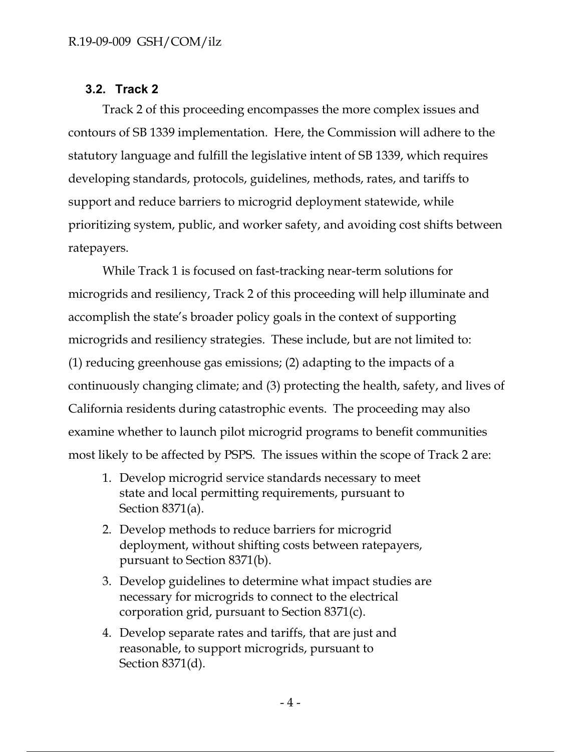### 3.2. Track 2

Track 2 of this proceeding encompasses the more complex issues and contours of SB 1339 implementation. Here, the Commission will adhere to the statutory language and fulfill the legislative intent of SB 1339, which requires developing standards, protocols, guidelines, methods, rates, and tariffs to support and reduce barriers to microgrid deployment statewide, while prioritizing system, public, and worker safety, and avoiding cost shifts between ratepayers.

While Track 1 is focused on fast-tracking near-term solutions for microgrids and resiliency, Track 2 of this proceeding will help illuminate and accomplish the state's broader policy goals in the context of supporting microgrids and resiliency strategies. These include, but are not limited to: (1) reducing greenhouse gas emissions; (2) adapting to the impacts of a continuously changing climate; and (3) protecting the health, safety, and lives of California residents during catastrophic events. The proceeding may also examine whether to launch pilot microgrid programs to benefit communities most likely to be affected by PSPS. The issues within the scope of Track 2 are:

1. Develop microgrid service standards necessary to meet state and local permitting requirements, pursuant to Section 8371(a).
2. Develop methods to reduce barriers for microgrid deployment, without shifting costs between ratepayers, pursuant to Section 8371(b).
3. Develop guidelines to determine what impact studies are necessary for microgrids to connect to the electrical corporation grid, pursuant to Section 8371(c).
4. Develop separate rates and tariffs, that are just and reasonable, to support microgrids, pursuant to Section 8371(d).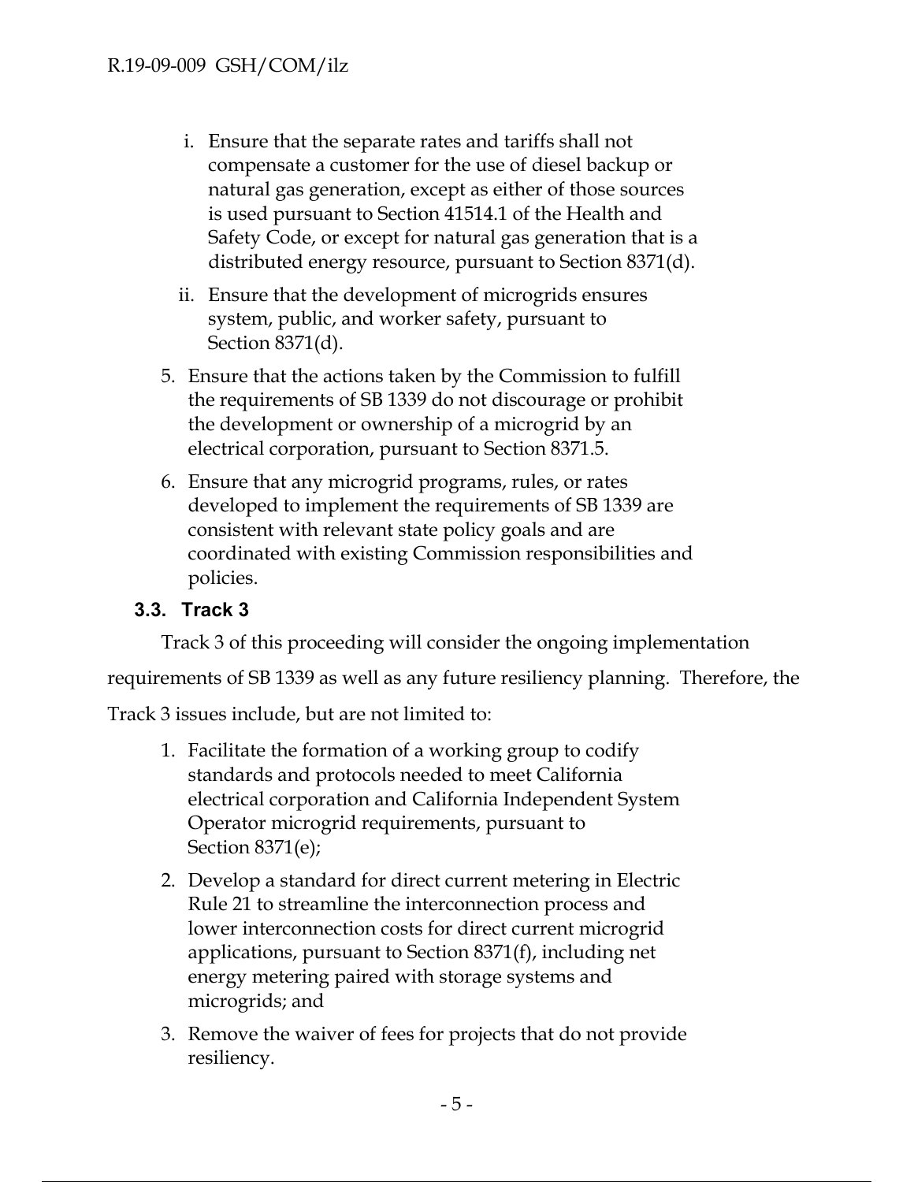i. Ensure that the separate rates and tariffs shall not compensate a customer for the use of diesel backup or natural gas generation, except as either of those sources is used pursuant to Section 41514.1 of the Health and Safety Code, or except for natural gas generation that is a distributed energy resource, pursuant to Section 8371(d).

   ii. Ensure that the development of microgrids ensures system, public, and worker safety, pursuant to Section 8371(d).

5. Ensure that the actions taken by the Commission to fulfill the requirements of SB 1339 do not discourage or prohibit the development or ownership of a microgrid by an electrical corporation, pursuant to Section 8371.5.

6. Ensure that any microgrid programs, rules, or rates developed to implement the requirements of SB 1339 are consistent with relevant state policy goals and are coordinated with existing Commission responsibilities and policies.

### 3.3. Track 3

Track 3 of this proceeding will consider the ongoing implementation requirements of SB 1339 as well as any future resiliency planning. Therefore, the Track 3 issues include, but are not limited to:

1. Facilitate the formation of a working group to codify standards and protocols needed to meet California electrical corporation and California Independent System Operator microgrid requirements, pursuant to Section 8371(e);

2. Develop a standard for direct current metering in Electric Rule 21 to streamline the interconnection process and lower interconnection costs for direct current microgrid applications, pursuant to Section 8371(f), including net energy metering paired with storage systems and microgrids; and

3. Remove the waiver of fees for projects that do not provide resiliency.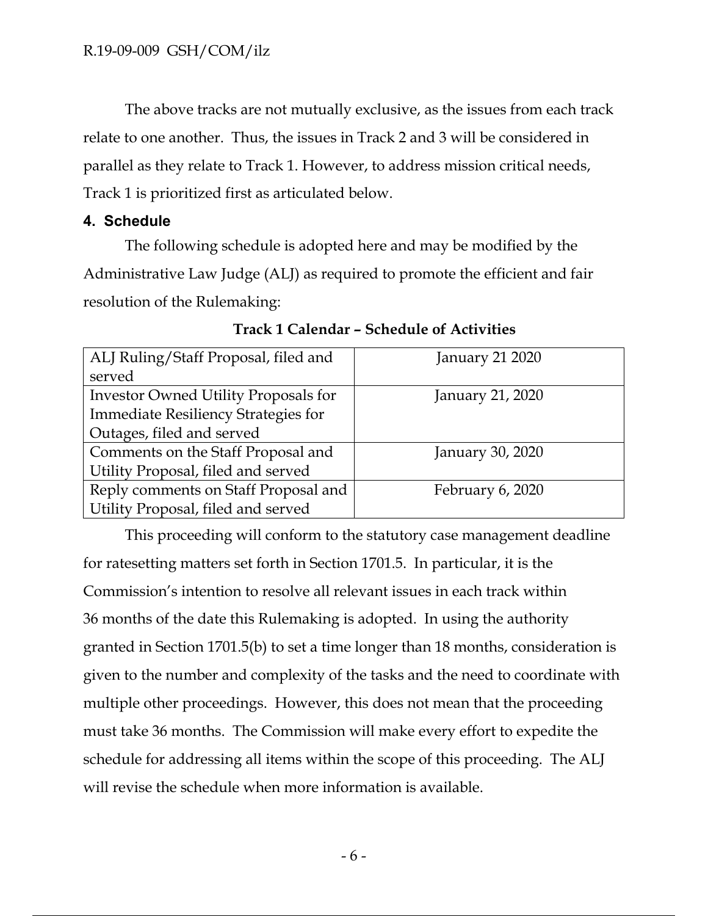The above tracks are not mutually exclusive, as the issues from each track relate to one another. Thus, the issues in Track 2 and 3 will be considered in parallel as they relate to Track 1. However, to address mission critical needs, Track 1 is prioritized first as articulated below.

## 4. Schedule

The following schedule is adopted here and may be modified by the Administrative Law Judge (ALJ) as required to promote the efficient and fair resolution of the Rulemaking:

**Track 1 Calendar – Schedule of Activities**

| | |
|---|---|
| ALJ Ruling/Staff Proposal, filed and served | January 21 2020 |
| Investor Owned Utility Proposals for Immediate Resiliency Strategies for Outages, filed and served | January 21, 2020 |
| Comments on the Staff Proposal and Utility Proposal, filed and served | January 30, 2020 |
| Reply comments on Staff Proposal and Utility Proposal, filed and served | February 6, 2020 |

This proceeding will conform to the statutory case management deadline for ratesetting matters set forth in Section 1701.5. In particular, it is the Commission's intention to resolve all relevant issues in each track within 36 months of the date this Rulemaking is adopted. In using the authority granted in Section 1701.5(b) to set a time longer than 18 months, consideration is given to the number and complexity of the tasks and the need to coordinate with multiple other proceedings. However, this does not mean that the proceeding must take 36 months. The Commission will make every effort to expedite the schedule for addressing all items within the scope of this proceeding. The ALJ will revise the schedule when more information is available.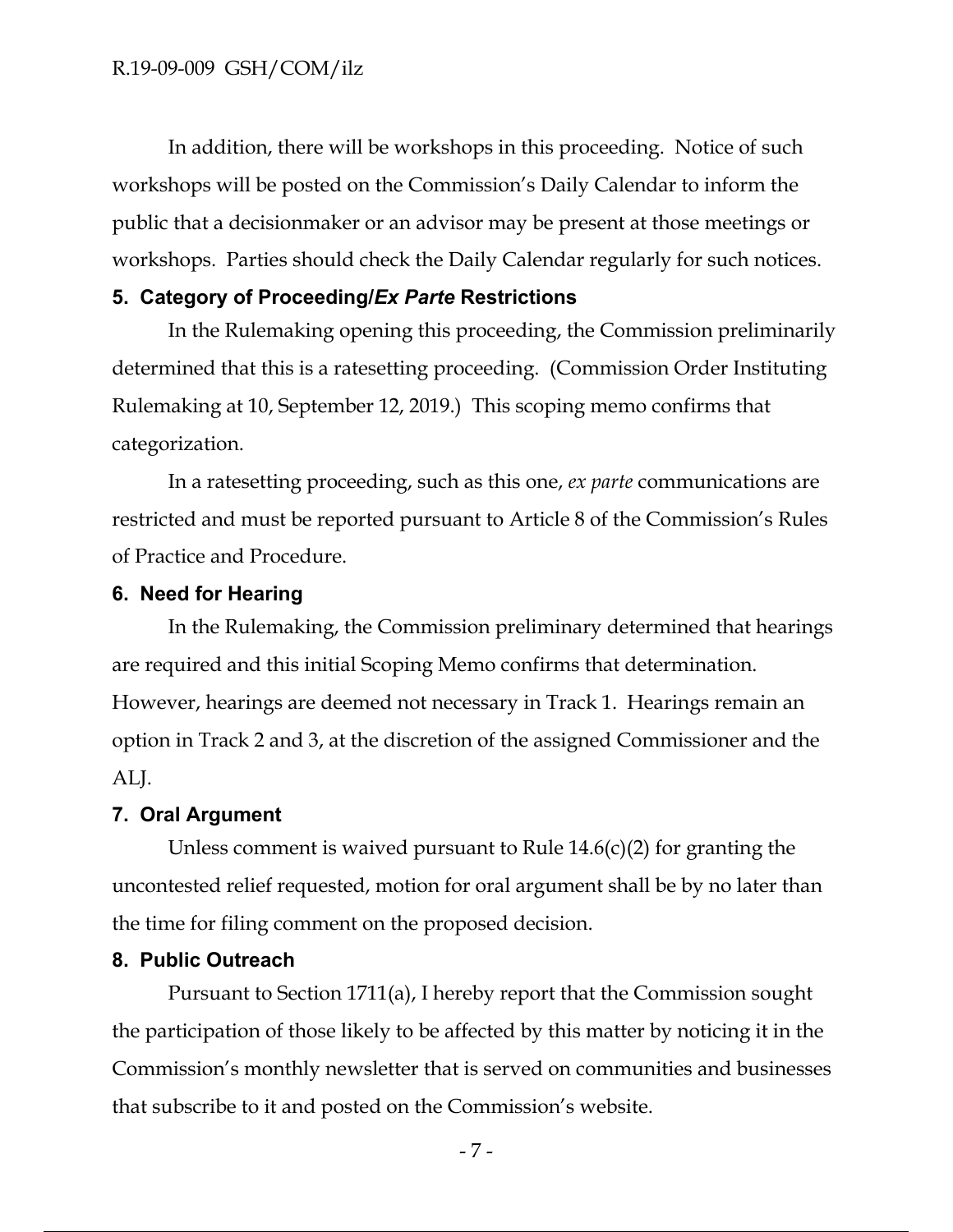In addition, there will be workshops in this proceeding. Notice of such workshops will be posted on the Commission's Daily Calendar to inform the public that a decisionmaker or an advisor may be present at those meetings or workshops. Parties should check the Daily Calendar regularly for such notices.

### 5. Category of Proceeding/*Ex Parte* Restrictions

In the Rulemaking opening this proceeding, the Commission preliminarily determined that this is a ratesetting proceeding. (Commission Order Instituting Rulemaking at 10, September 12, 2019.) This scoping memo confirms that categorization.

In a ratesetting proceeding, such as this one, *ex parte* communications are restricted and must be reported pursuant to Article 8 of the Commission's Rules of Practice and Procedure.

### 6. Need for Hearing

In the Rulemaking, the Commission preliminary determined that hearings are required and this initial Scoping Memo confirms that determination. However, hearings are deemed not necessary in Track 1. Hearings remain an option in Track 2 and 3, at the discretion of the assigned Commissioner and the ALJ.

### 7. Oral Argument

Unless comment is waived pursuant to Rule 14.6(c)(2) for granting the uncontested relief requested, motion for oral argument shall be by no later than the time for filing comment on the proposed decision.

### 8. Public Outreach

Pursuant to Section 1711(a), I hereby report that the Commission sought the participation of those likely to be affected by this matter by noticing it in the Commission's monthly newsletter that is served on communities and businesses that subscribe to it and posted on the Commission's website.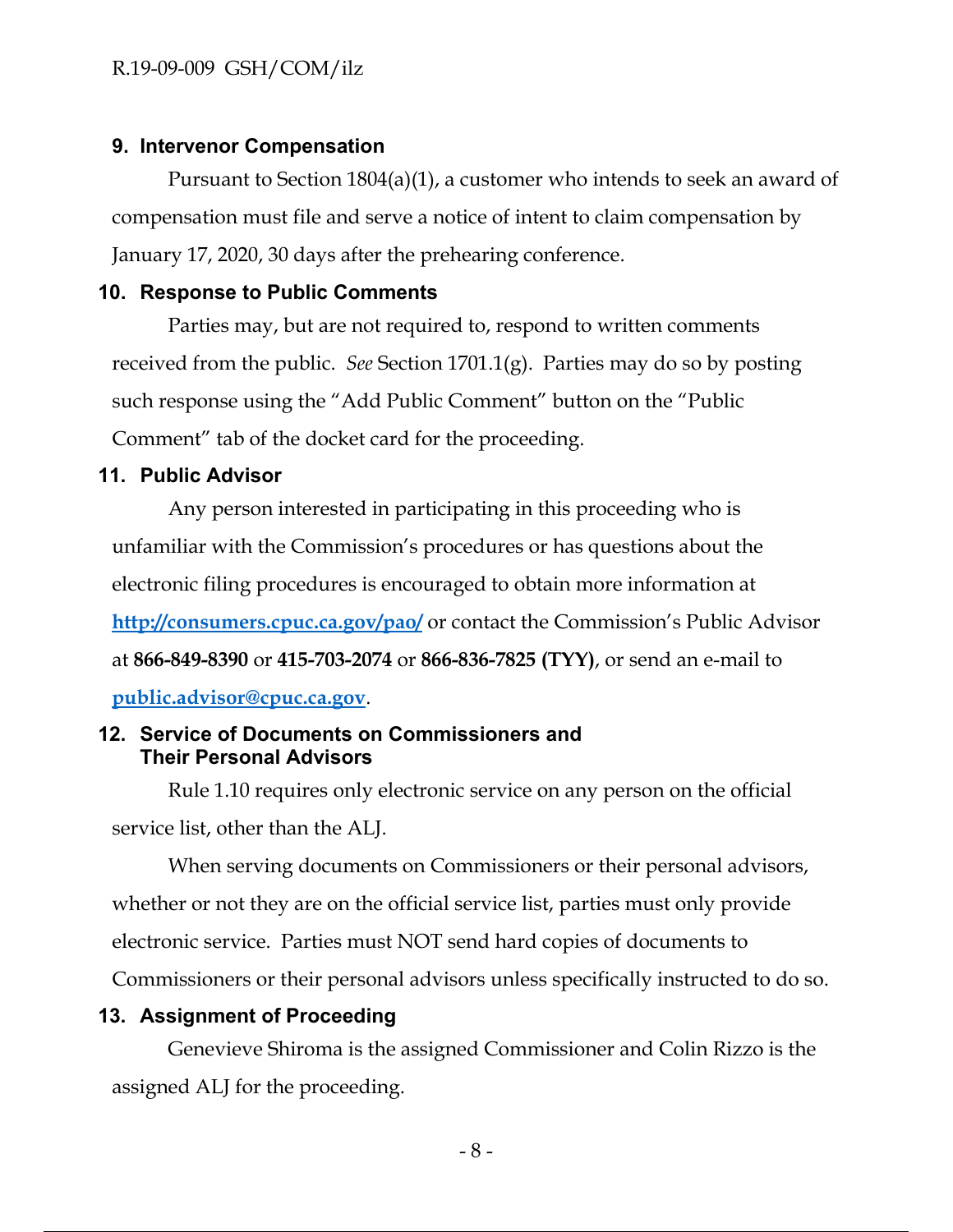## 9. Intervenor Compensation

Pursuant to Section 1804(a)(1), a customer who intends to seek an award of compensation must file and serve a notice of intent to claim compensation by January 17, 2020, 30 days after the prehearing conference.

## 10. Response to Public Comments

Parties may, but are not required to, respond to written comments received from the public. *See* Section 1701.1(g). Parties may do so by posting such response using the "Add Public Comment" button on the "Public Comment" tab of the docket card for the proceeding.

## 11. Public Advisor

Any person interested in participating in this proceeding who is unfamiliar with the Commission's procedures or has questions about the electronic filing procedures is encouraged to obtain more information at **http://consumers.cpuc.ca.gov/pao/** or contact the Commission's Public Advisor at **866-849-8390** or **415-703-2074** or **866-836-7825 (TYY)**, or send an e-mail to **public.advisor@cpuc.ca.gov**.

## 12. Service of Documents on Commissioners and Their Personal Advisors

Rule 1.10 requires only electronic service on any person on the official service list, other than the ALJ.

When serving documents on Commissioners or their personal advisors, whether or not they are on the official service list, parties must only provide electronic service. Parties must NOT send hard copies of documents to Commissioners or their personal advisors unless specifically instructed to do so.

## 13. Assignment of Proceeding

Genevieve Shiroma is the assigned Commissioner and Colin Rizzo is the assigned ALJ for the proceeding.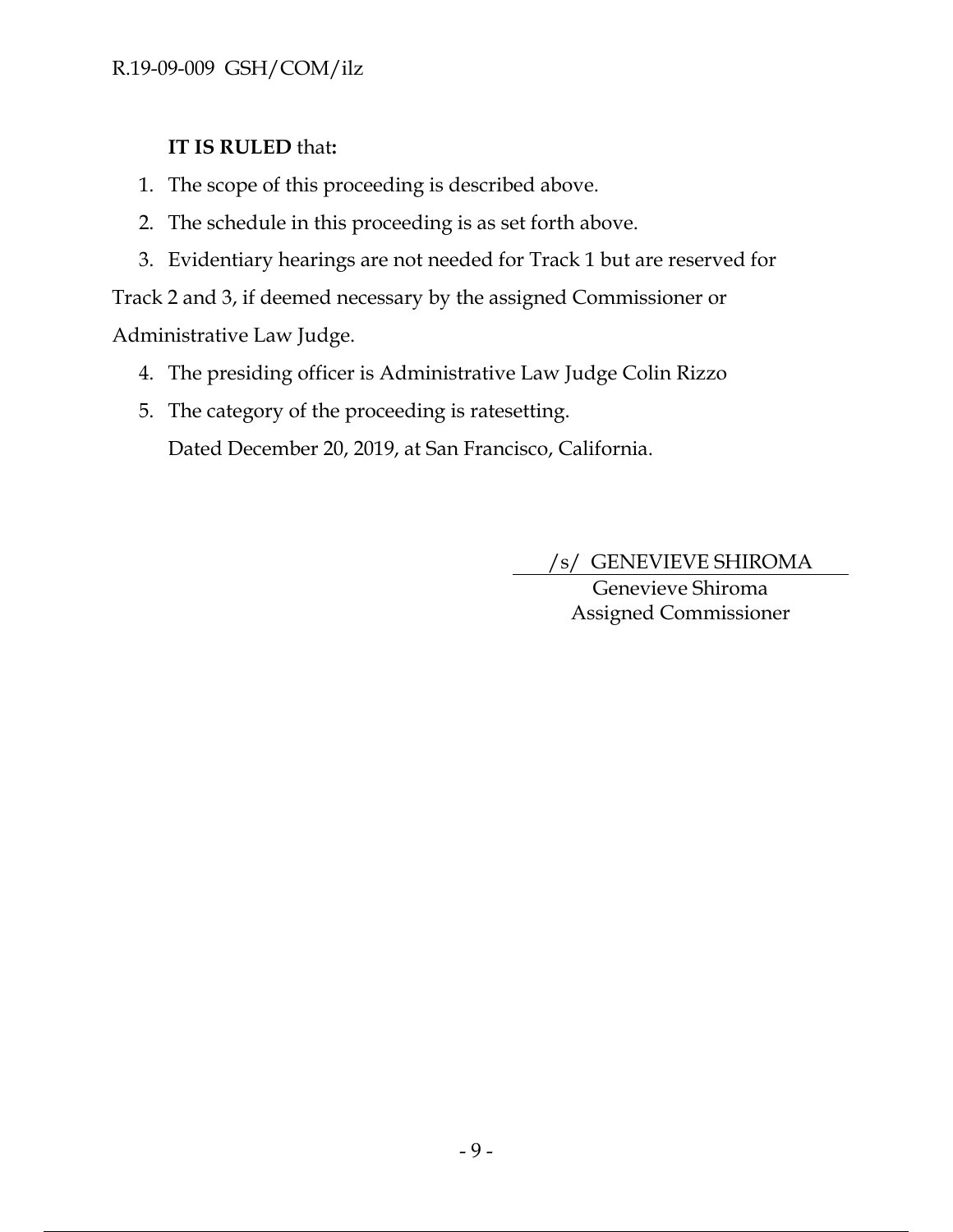**IT IS RULED** that**:**

1. The scope of this proceeding is described above.
2. The schedule in this proceeding is as set forth above.
3. Evidentiary hearings are not needed for Track 1 but are reserved for Track 2 and 3, if deemed necessary by the assigned Commissioner or Administrative Law Judge.
4. The presiding officer is Administrative Law Judge Colin Rizzo
5. The category of the proceeding is ratesetting.

Dated December 20, 2019, at San Francisco, California.

/s/ GENEVIEVE SHIROMA
Genevieve Shiroma
Assigned Commissioner